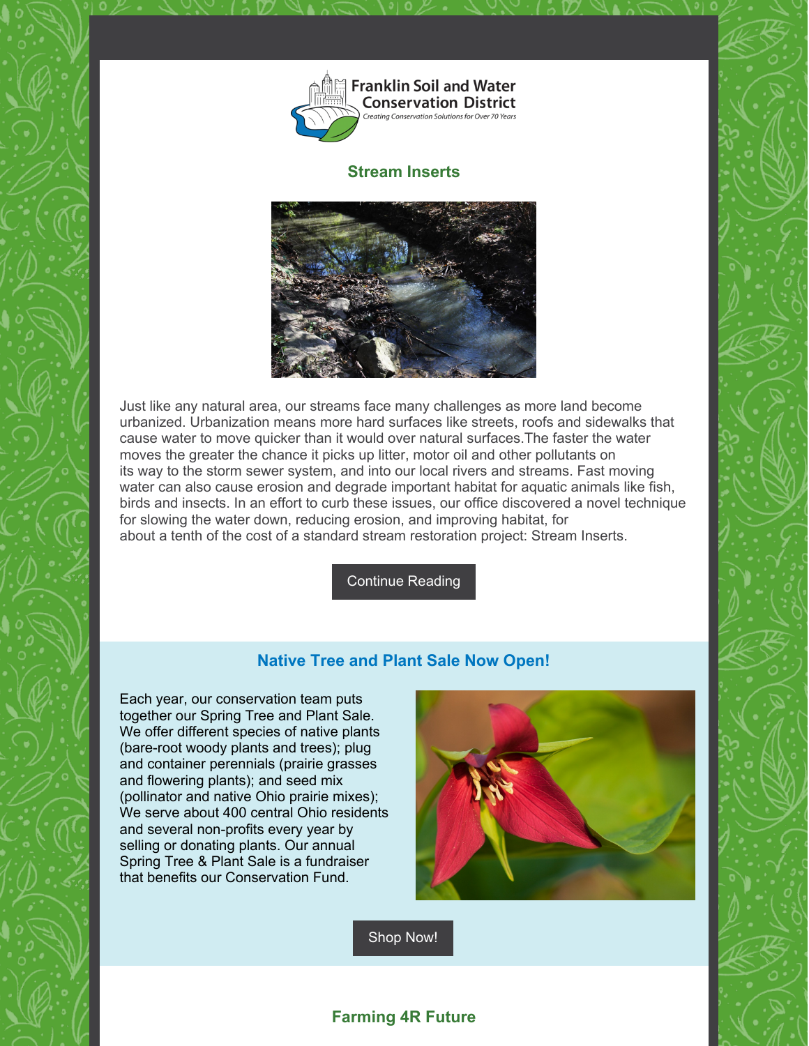Franklin Soil and Water Conservation District

*Creating Conservation Solutions for Over 70 Years*

## Stream Inserts

Just like any natural area, our streams face many challenges as more land become urbanized. Urbanization means more hard surfaces like streets, roofs and sidewalks that cause water to move quicker than it would over natural surfaces.The faster the water moves the greater the chance it picks up litter, motor oil and other pollutants on its way to the storm sewer system, and into our local rivers and streams. Fast moving water can also cause erosion and degrade important habitat for aquatic animals like fish, birds and insects. In an effort to curb these issues, our office discovered a novel technique for slowing the water down, reducing erosion, and improving habitat, for about a tenth of the cost of a standard stream restoration project: Stream Inserts.

Continue Reading

## Native Tree and Plant Sale Now Open!

Each year, our conservation team puts together our Spring Tree and Plant Sale. We offer different species of native plants (bare-root woody plants and trees); plug and container perennials (prairie grasses and flowering plants); and seed mix (pollinator and native Ohio prairie mixes); We serve about 400 central Ohio residents and several non-profits every year by selling or donating plants. Our annual Spring Tree & Plant Sale is a fundraiser that benefits our Conservation Fund.

Shop Now!

## Farming 4R Future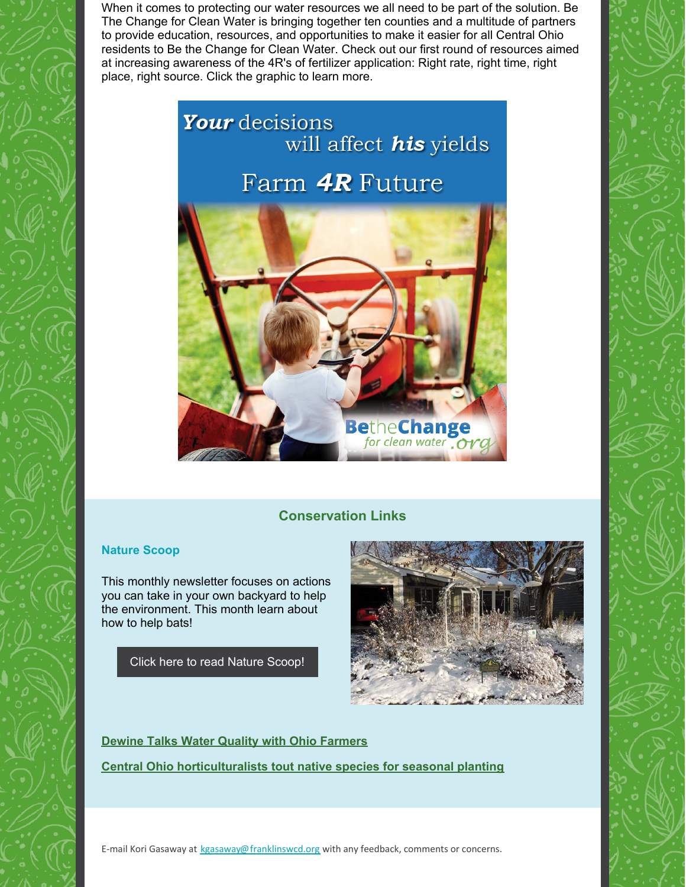When it comes to protecting our water resources we all need to be part of the solution. Be The Change for Clean Water is bringing together ten counties and a multitude of partners to provide education, resources, and opportunities to make it easier for all Central Ohio residents to Be the Change for Clean Water. Check out our first round of resources aimed at increasing awareness of the 4R's of fertilizer application: Right rate, right time, right place, right source. Click the graphic to learn more.

## Conservation Links

### Nature Scoop

This monthly newsletter focuses on actions you can take in your own backyard to help the environment. This month learn about how to help bats!

Click here to read Nature Scoop!

**Dewine Talks Water Quality with Ohio Farmers**

**Central Ohio horticulturalists tout native species for seasonal planting**

E-mail Kori Gasaway at kgasaway@franklinswcd.org with any feedback, comments or concerns.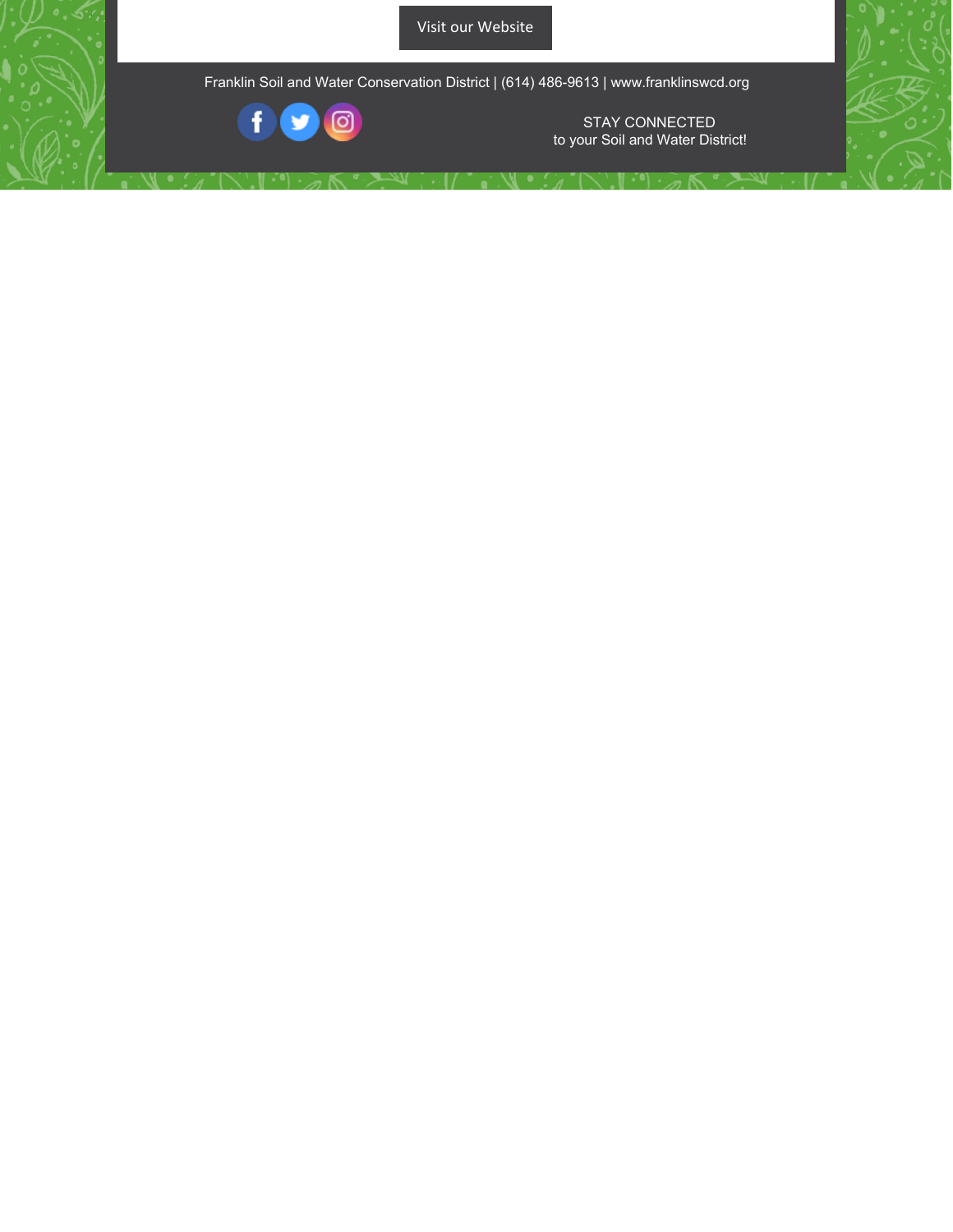Visit our Website

Franklin Soil and Water Conservation District | (614) 486-9613 | www.franklinswcd.org

STAY CONNECTED
to your Soil and Water District!